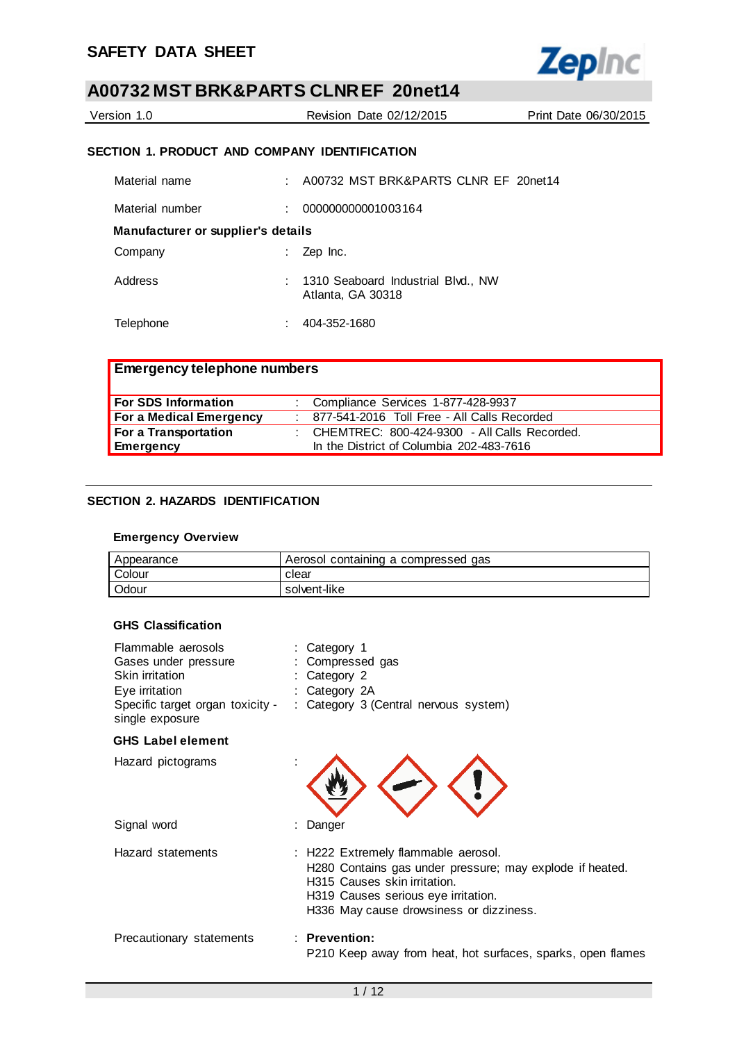# SAFETY DATA SHEET

## A00732 MST BRK&PARTS CLNREF 20net14

Version 1.0 | Revision Date 02/12/2015 | Print Date 06/30/2015

### SECTION 1. PRODUCT AND COMPANY IDENTIFICATION

Material name : A00732 MST BRK&PARTS CLN EF 20net14

Material number : 000000000001003164

**Manufacturer or supplier's details**

Company : Zep Inc.

Address : 1310 Seaboard Industrial Blvd., NW
Atlanta, GA 30318

Telephone : 404-352-1680

| **Emergency telephone numbers** | |
|---|---|
| **For SDS Information** | : Compliance Services 1-877-428-9937 |
| **For a Medical Emergency** | : 877-541-2016 Toll Free - All Calls Recorded |
| **For a Transportation Emergency** | : CHEMTREC: 800-424-9300 - All Calls Recorded. In the District of Columbia 202-483-7616 |

### SECTION 2. HAZARDS IDENTIFICATION

**Emergency Overview**

| Appearance | Aerosol containing a compressed gas |
|---|---|
| Colour | clear |
| Odour | solvent-like |

**GHS Classification**

Flammable aerosols : Category 1
Gases under pressure : Compressed gas
Skin irritation : Category 2
Eye irritation : Category 2A
Specific target organ toxicity - single exposure : Category 3 (Central nervous system)

**GHS Label element**

Hazard pictograms :

Signal word : Danger

Hazard statements : H222 Extremely flammable aerosol.
H280 Contains gas under pressure; may explode if heated.
H315 Causes skin irritation.
H319 Causes serious eye irritation.
H336 May cause drowsiness or dizziness.

Precautionary statements : **Prevention:**
P210 Keep away from heat, hot surfaces, sparks, open flames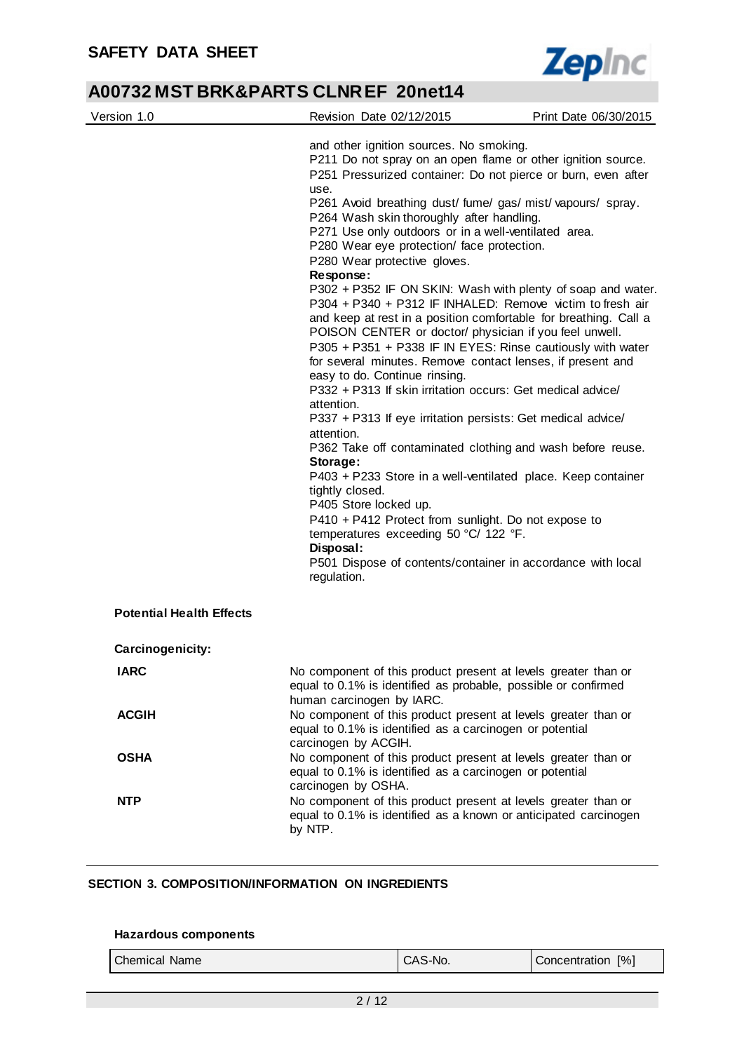and other ignition sources. No smoking.
P211 Do not spray on an open flame or other ignition source.
P251 Pressurized container: Do not pierce or burn, even after use.
P261 Avoid breathing dust/ fume/ gas/ mist/ vapours/ spray.
P264 Wash skin thoroughly after handling.
P271 Use only outdoors or in a well-ventilated area.
P280 Wear eye protection/ face protection.
P280 Wear protective gloves.

**Response:**

P302 + P352 IF ON SKIN: Wash with plenty of soap and water.
P304 + P340 + P312 IF INHALED: Remove victim to fresh air and keep at rest in a position comfortable for breathing. Call a POISON CENTER or doctor/ physician if you feel unwell.
P305 + P351 + P338 IF IN EYES: Rinse cautiously with water for several minutes. Remove contact lenses, if present and easy to do. Continue rinsing.
P332 + P313 If skin irritation occurs: Get medical advice/ attention.
P337 + P313 If eye irritation persists: Get medical advice/ attention.
P362 Take off contaminated clothing and wash before reuse.

**Storage:**

P403 + P233 Store in a well-ventilated place. Keep container tightly closed.
P405 Store locked up.
P410 + P412 Protect from sunlight. Do not expose to temperatures exceeding 50 °C/ 122 °F.

**Disposal:**

P501 Dispose of contents/container in accordance with local regulation.

**Potential Health Effects**

**Carcinogenicity:**

**IARC** No component of this product present at levels greater than or equal to 0.1% is identified as probable, possible or confirmed human carcinogen by IARC.

**ACGIH** No component of this product present at levels greater than or equal to 0.1% is identified as a carcinogen or potential carcinogen by ACGIH.

**OSHA** No component of this product present at levels greater than or equal to 0.1% is identified as a carcinogen or potential carcinogen by OSHA.

**NTP** No component of this product present at levels greater than or equal to 0.1% is identified as a known or anticipated carcinogen by NTP.

## SECTION 3. COMPOSITION/INFORMATION ON INGREDIENTS

**Hazardous components**

| Chemical Name | CAS-No. | Concentration [%] |
|---|---|---|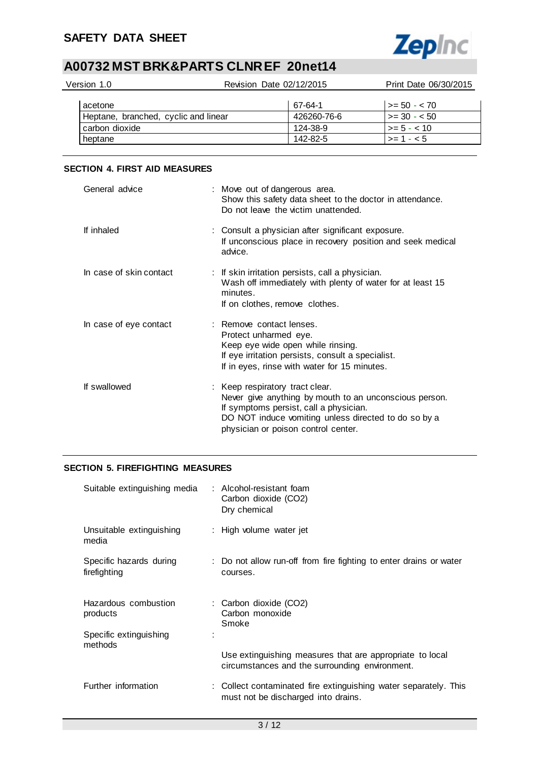| | | |
|---|---|---|
| acetone | 67-64-1 | >= 50 - < 70 |
| Heptane, branched, cyclic and linear | 426260-76-6 | >= 30 - < 50 |
| carbon dioxide | 124-38-9 | >= 5 - < 10 |
| heptane | 142-82-5 | >= 1 - < 5 |

## SECTION 4. FIRST AID MEASURES

General advice : Move out of dangerous area.
Show this safety data sheet to the doctor in attendance.
Do not leave the victim unattended.

If inhaled : Consult a physician after significant exposure.
If unconscious place in recovery position and seek medical advice.

In case of skin contact : If skin irritation persists, call a physician.
Wash off immediately with plenty of water for at least 15 minutes.
If on clothes, remove clothes.

In case of eye contact : Remove contact lenses.
Protect unharmed eye.
Keep eye wide open while rinsing.
If eye irritation persists, consult a specialist.
If in eyes, rinse with water for 15 minutes.

If swallowed : Keep respiratory tract clear.
Never give anything by mouth to an unconscious person.
If symptoms persist, call a physician.
DO NOT induce vomiting unless directed to do so by a physician or poison control center.

## SECTION 5. FIREFIGHTING MEASURES

Suitable extinguishing media : Alcohol-resistant foam
Carbon dioxide ($CO_2$)
Dry chemical

Unsuitable extinguishing media : High volume water jet

Specific hazards during firefighting : Do not allow run-off from fire fighting to enter drains or water courses.

Hazardous combustion products : Carbon dioxide ($CO_2$)
Carbon monoxide
Smoke

Specific extinguishing methods :
Use extinguishing measures that are appropriate to local circumstances and the surrounding environment.

Further information : Collect contaminated fire extinguishing water separately. This must not be discharged into drains.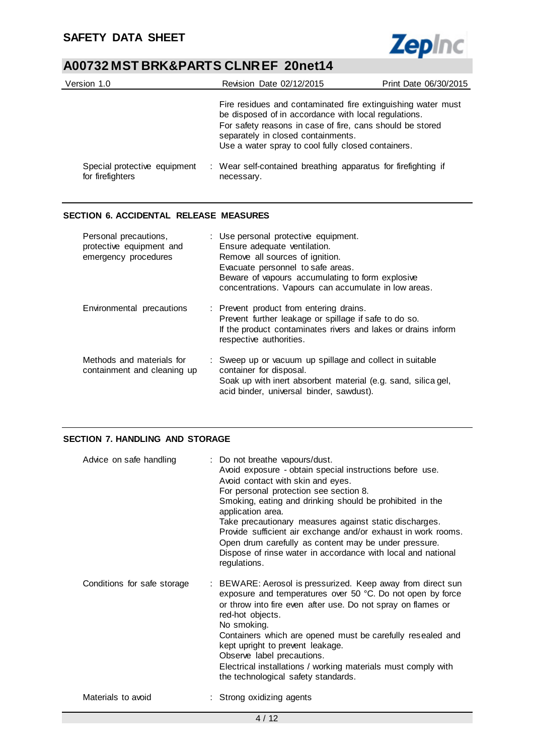| | |
|---|---|
| | Fire residues and contaminated fire extinguishing water must be disposed of in accordance with local regulations.<br>For safety reasons in case of fire, cans should be stored separately in closed containments.<br>Use a water spray to cool fully closed containers. |
| Special protective equipment for firefighters | : Wear self-contained breathing apparatus for firefighting if necessary. |

## SECTION 6. ACCIDENTAL RELEASE MEASURES

| | |
|---|---|
| Personal precautions, protective equipment and emergency procedures | : Use personal protective equipment.<br>Ensure adequate ventilation.<br>Remove all sources of ignition.<br>Evacuate personnel to safe areas.<br>Beware of vapours accumulating to form explosive concentrations. Vapours can accumulate in low areas. |
| Environmental precautions | : Prevent product from entering drains.<br>Prevent further leakage or spillage if safe to do so.<br>If the product contaminates rivers and lakes or drains inform respective authorities. |
| Methods and materials for containment and cleaning up | : Sweep up or vacuum up spillage and collect in suitable container for disposal.<br>Soak up with inert absorbent material (e.g. sand, silica gel, acid binder, universal binder, sawdust). |

## SECTION 7. HANDLING AND STORAGE

| | |
|---|---|
| Advice on safe handling | : Do not breathe vapours/dust.<br>Avoid exposure - obtain special instructions before use.<br>Avoid contact with skin and eyes.<br>For personal protection see section 8.<br>Smoking, eating and drinking should be prohibited in the application area.<br>Take precautionary measures against static discharges.<br>Provide sufficient air exchange and/or exhaust in work rooms.<br>Open drum carefully as content may be under pressure.<br>Dispose of rinse water in accordance with local and national regulations. |
| Conditions for safe storage | : BEWARE: Aerosol is pressurized. Keep away from direct sun exposure and temperatures over 50 °C. Do not open by force or throw into fire even after use. Do not spray on flames or red-hot objects.<br>No smoking.<br>Containers which are opened must be carefully resealed and kept upright to prevent leakage.<br>Observe label precautions.<br>Electrical installations / working materials must comply with the technological safety standards. |
| Materials to avoid | : Strong oxidizing agents |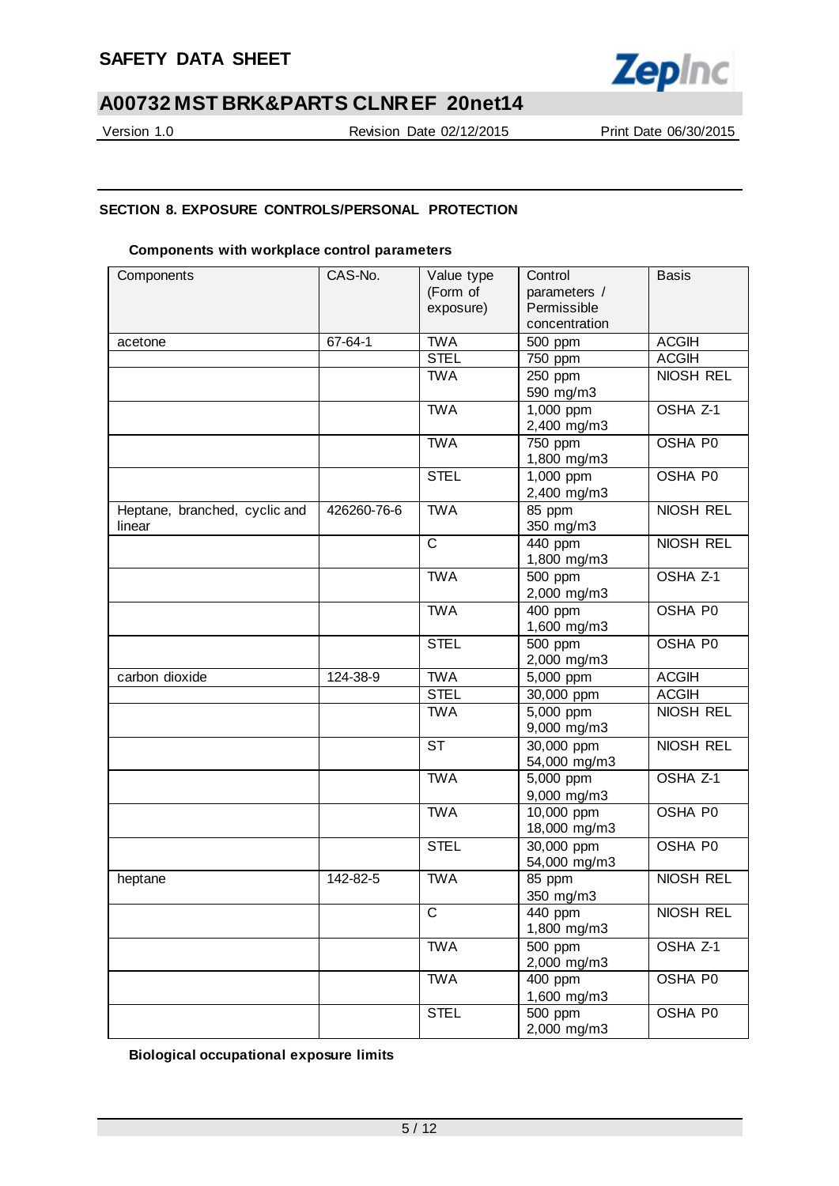## SECTION 8. EXPOSURE CONTROLS/PERSONAL PROTECTION

**Components with workplace control parameters**

| Components | CAS-No. | Value type (Form of exposure) | Control parameters / Permissible concentration | Basis |
|---|---|---|---|---|
| acetone | 67-64-1 | TWA | 500 ppm | ACGIH |
| | | STEL | 750 ppm | ACGIH |
| | | TWA | 250 ppm 590 mg/m3 | NIOSH REL |
| | | TWA | 1,000 ppm 2,400 mg/m3 | OSHA Z-1 |
| | | TWA | 750 ppm 1,800 mg/m3 | OSHA P0 |
| | | STEL | 1,000 ppm 2,400 mg/m3 | OSHA P0 |
| Heptane, branched, cyclic and linear | 426260-76-6 | TWA | 85 ppm 350 mg/m3 | NIOSH REL |
| | | C | 440 ppm 1,800 mg/m3 | NIOSH REL |
| | | TWA | 500 ppm 2,000 mg/m3 | OSHA Z-1 |
| | | TWA | 400 ppm 1,600 mg/m3 | OSHA P0 |
| | | STEL | 500 ppm 2,000 mg/m3 | OSHA P0 |
| carbon dioxide | 124-38-9 | TWA | 5,000 ppm | ACGIH |
| | | STEL | 30,000 ppm | ACGIH |
| | | TWA | 5,000 ppm 9,000 mg/m3 | NIOSH REL |
| | | ST | 30,000 ppm 54,000 mg/m3 | NIOSH REL |
| | | TWA | 5,000 ppm 9,000 mg/m3 | OSHA Z-1 |
| | | TWA | 10,000 ppm 18,000 mg/m3 | OSHA P0 |
| | | STEL | 30,000 ppm 54,000 mg/m3 | OSHA P0 |
| heptane | 142-82-5 | TWA | 85 ppm 350 mg/m3 | NIOSH REL |
| | | C | 440 ppm 1,800 mg/m3 | NIOSH REL |
| | | TWA | 500 ppm 2,000 mg/m3 | OSHA Z-1 |
| | | TWA | 400 ppm 1,600 mg/m3 | OSHA P0 |
| | | STEL | 500 ppm 2,000 mg/m3 | OSHA P0 |

**Biological occupational exposure limits**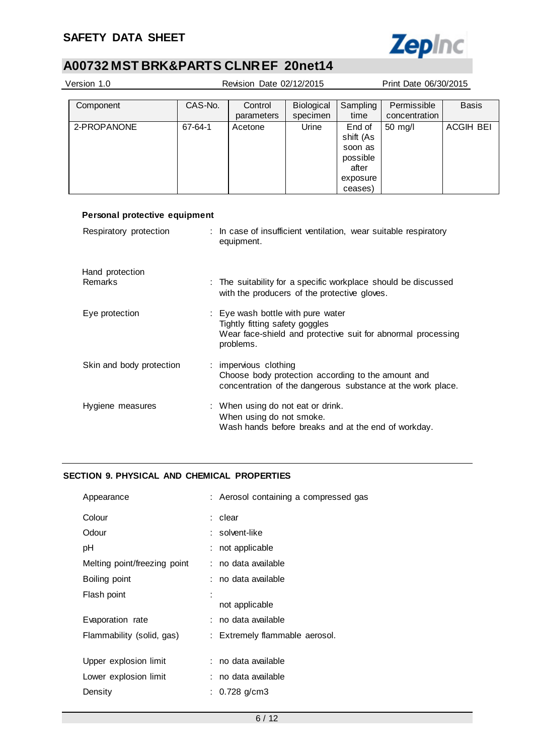| Component | CAS-No. | Control parameters | Biological specimen | Sampling time | Permissible concentration | Basis |
|---|---|---|---|---|---|---|
| 2-PROPANONE | 67-64-1 | Acetone | Urine | End of shift (As soon as possible after exposure ceases) | 50 mg/l | ACGIH BEI |

**Personal protective equipment**

Respiratory protection : In case of insufficient ventilation, wear suitable respiratory equipment.

Hand protection
Remarks : The suitability for a specific workplace should be discussed with the producers of the protective gloves.

Eye protection : Eye wash bottle with pure water
Tightly fitting safety goggles
Wear face-shield and protective suit for abnormal processing problems.

Skin and body protection : impervious clothing
Choose body protection according to the amount and concentration of the dangerous substance at the work place.

Hygiene measures : When using do not eat or drink.
When using do not smoke.
Wash hands before breaks and at the end of workday.

## SECTION 9. PHYSICAL AND CHEMICAL PROPERTIES

Appearance : Aerosol containing a compressed gas

Colour : clear

Odour : solvent-like

pH : not applicable

Melting point/freezing point : no data available

Boiling point : no data available

Flash point : not applicable

Evaporation rate : no data available

Flammability (solid, gas) : Extremely flammable aerosol.

Upper explosion limit : no data available

Lower explosion limit : no data available

Density : 0.728 g/cm3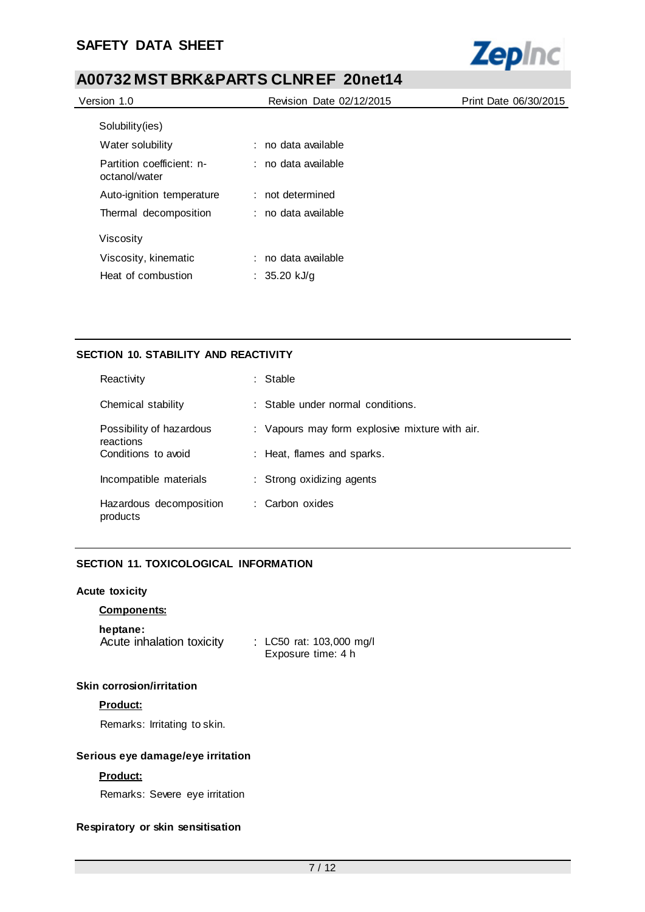Solubility(ies)

| | | |
|---|---|---|
| Water solubility | : | no data available |
| Partition coefficient: n-octanol/water | : | no data available |
| Auto-ignition temperature | : | not determined |
| Thermal decomposition | : | no data available |

Viscosity

| | | |
|---|---|---|
| Viscosity, kinematic | : | no data available |
| Heat of combustion | : | 35.20 kJ/g |

## SECTION 10. STABILITY AND REACTIVITY

| | | |
|---|---|---|
| Reactivity | : | Stable |
| Chemical stability | : | Stable under normal conditions. |
| Possibility of hazardous reactions | : | Vapours may form explosive mixture with air. |
| Conditions to avoid | : | Heat, flames and sparks. |
| Incompatible materials | : | Strong oxidizing agents |
| Hazardous decomposition products | : | Carbon oxides |

## SECTION 11. TOXICOLOGICAL INFORMATION

### Acute toxicity

**Components:**

**heptane:**

Acute inhalation toxicity : LC50 rat: 103,000 mg/l
Exposure time: 4 h

### Skin corrosion/irritation

**Product:**

Remarks: Irritating to skin.

### Serious eye damage/eye irritation

**Product:**

Remarks: Severe eye irritation

### Respiratory or skin sensitisation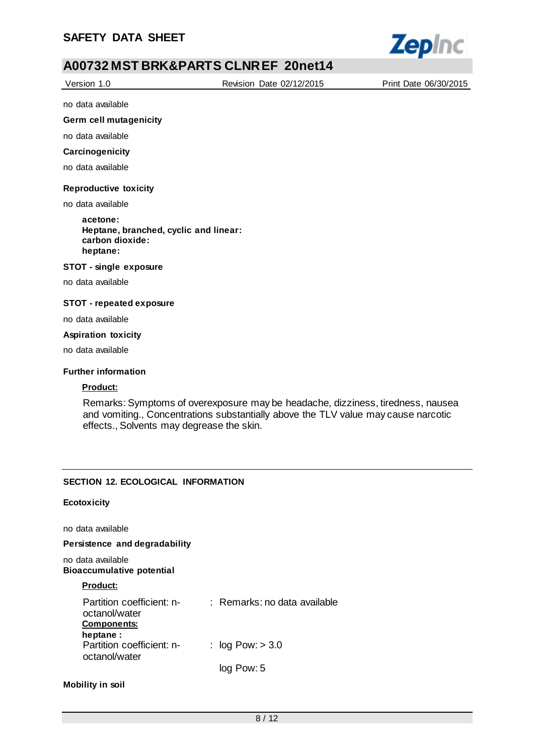no data available

**Germ cell mutagenicity**

no data available

**Carcinogenicity**

no data available

**Reproductive toxicity**

no data available

**acetone:**
**Heptane, branched, cyclic and linear:**
**carbon dioxide:**
**heptane:**

**STOT - single exposure**

no data available

**STOT - repeated exposure**

no data available

**Aspiration toxicity**

no data available

**Further information**

**Product:**

Remarks: Symptoms of overexposure may be headache, dizziness, tiredness, nausea and vomiting., Concentrations substantially above the TLV value may cause narcotic effects., Solvents may degrease the skin.

## SECTION 12. ECOLOGICAL INFORMATION

**Ecotoxicity**

no data available

**Persistence and degradability**

no data available

**Bioaccumulative potential**

**Product:**

Partition coefficient: n-octanol/water : Remarks: no data available

**Components:**

**heptane :**

Partition coefficient: n-octanol/water : log Pow: > 3.0

log Pow: 5

**Mobility in soil**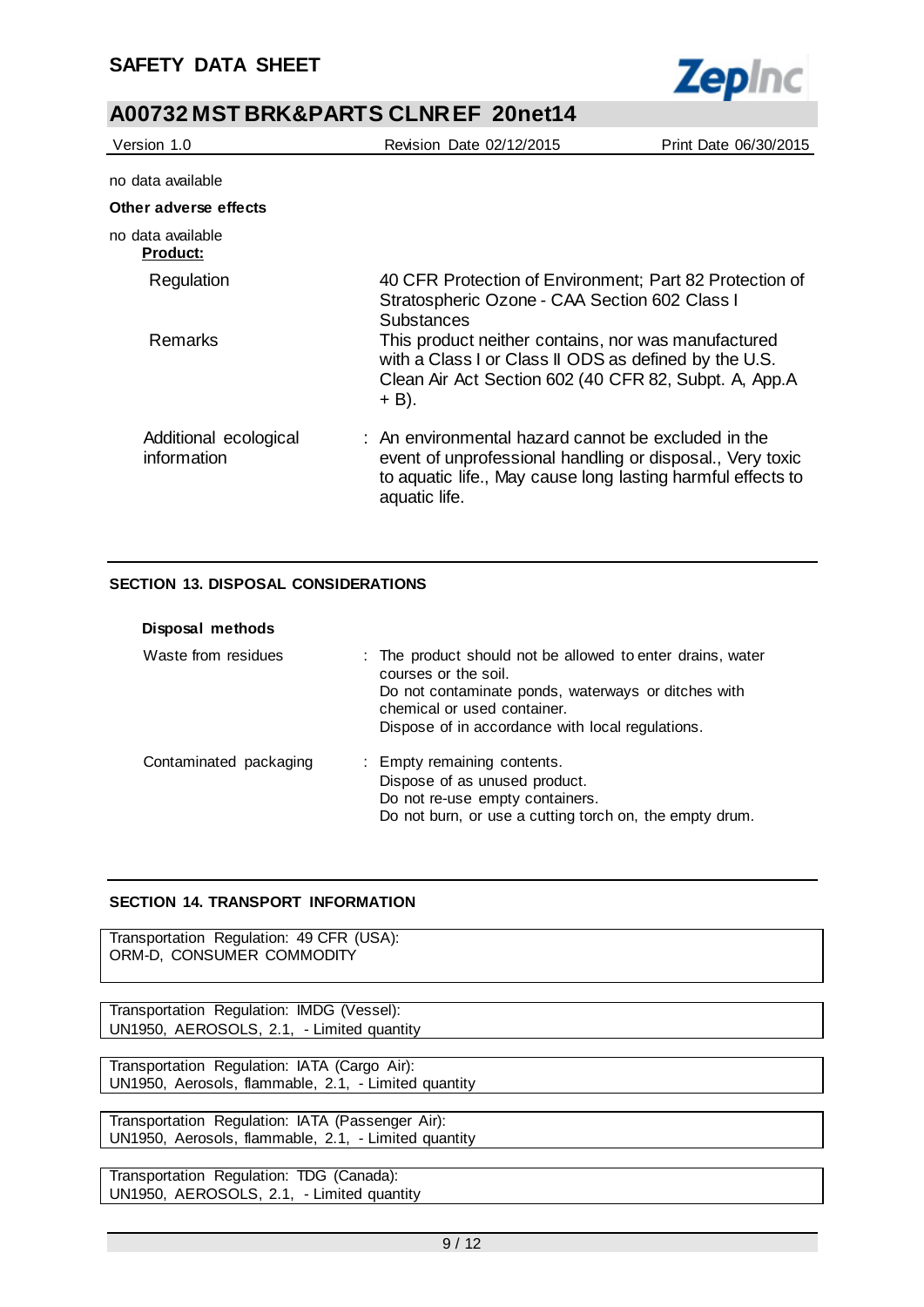no data available

**Other adverse effects**

no data available

**Product:**

| | |
|---|---|
| Regulation | 40 CFR Protection of Environment; Part 82 Protection of Stratospheric Ozone - CAA Section 602 Class I Substances |
| Remarks | This product neither contains, nor was manufactured with a Class I or Class II ODS as defined by the U.S. Clean Air Act Section 602 (40 CFR 82, Subpt. A, App.A + B). |
| Additional ecological information | : An environmental hazard cannot be excluded in the event of unprofessional handling or disposal., Very toxic to aquatic life., May cause long lasting harmful effects to aquatic life. |

## SECTION 13. DISPOSAL CONSIDERATIONS

**Disposal methods**

| | |
|---|---|
| Waste from residues | : The product should not be allowed to enter drains, water courses or the soil.<br>Do not contaminate ponds, waterways or ditches with chemical or used container.<br>Dispose of in accordance with local regulations. |
| Contaminated packaging | : Empty remaining contents.<br>Dispose of as unused product.<br>Do not re-use empty containers.<br>Do not burn, or use a cutting torch on, the empty drum. |

## SECTION 14. TRANSPORT INFORMATION

Transportation Regulation: 49 CFR (USA):
ORM-D, CONSUMER COMMODITY

Transportation Regulation: IMDG (Vessel):
UN1950, AEROSOLS, 2.1, - Limited quantity

Transportation Regulation: IATA (Cargo Air):
UN1950, Aerosols, flammable, 2.1, - Limited quantity

Transportation Regulation: IATA (Passenger Air):
UN1950, Aerosols, flammable, 2.1, - Limited quantity

Transportation Regulation: TDG (Canada):
UN1950, AEROSOLS, 2.1, - Limited quantity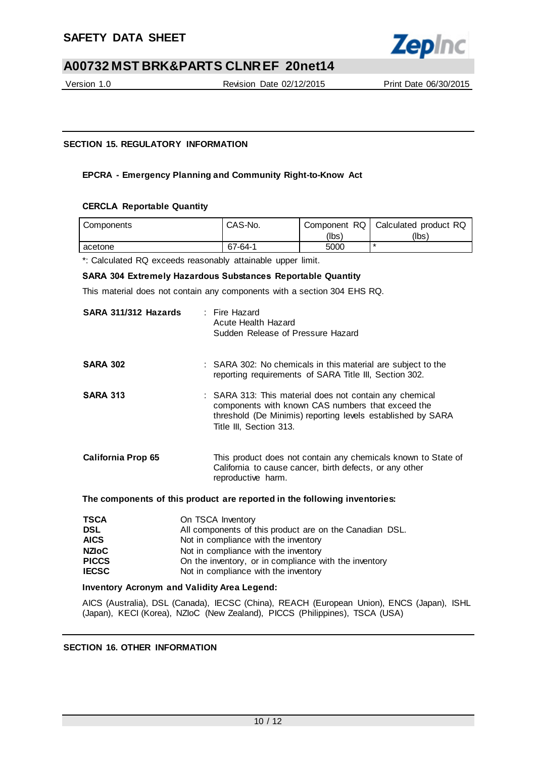## SECTION 15. REGULATORY INFORMATION

### EPCRA - Emergency Planning and Community Right-to-Know Act

**CERCLA Reportable Quantity**

| Components | CAS-No. | Component RQ (lbs) | Calculated product RQ (lbs) |
|---|---|---|---|
| acetone | 67-64-1 | 5000 | * |

*: Calculated RQ exceeds reasonably attainable upper limit.

**SARA 304 Extremely Hazardous Substances Reportable Quantity**

This material does not contain any components with a section 304 EHS RQ.

**SARA 311/312 Hazards** : Fire Hazard
Acute Health Hazard
Sudden Release of Pressure Hazard

**SARA 302** : SARA 302: No chemicals in this material are subject to the reporting requirements of SARA Title III, Section 302.

**SARA 313** : SARA 313: This material does not contain any chemical components with known CAS numbers that exceed the threshold (De Minimis) reporting levels established by SARA Title III, Section 313.

**California Prop 65** This product does not contain any chemicals known to State of California to cause cancer, birth defects, or any other reproductive harm.

**The components of this product are reported in the following inventories:**

**TSCA** On TSCA Inventory
**DSL** All components of this product are on the Canadian DSL.
**AICS** Not in compliance with the inventory
**NZIoC** Not in compliance with the inventory
**PICCS** On the inventory, or in compliance with the inventory
**IECSC** Not in compliance with the inventory

**Inventory Acronym and Validity Area Legend:**

AICS (Australia), DSL (Canada), IECSC (China), REACH (European Union), ENCS (Japan), ISHL (Japan), KECI (Korea), NZIoC (New Zealand), PICCS (Philippines), TSCA (USA)

## SECTION 16. OTHER INFORMATION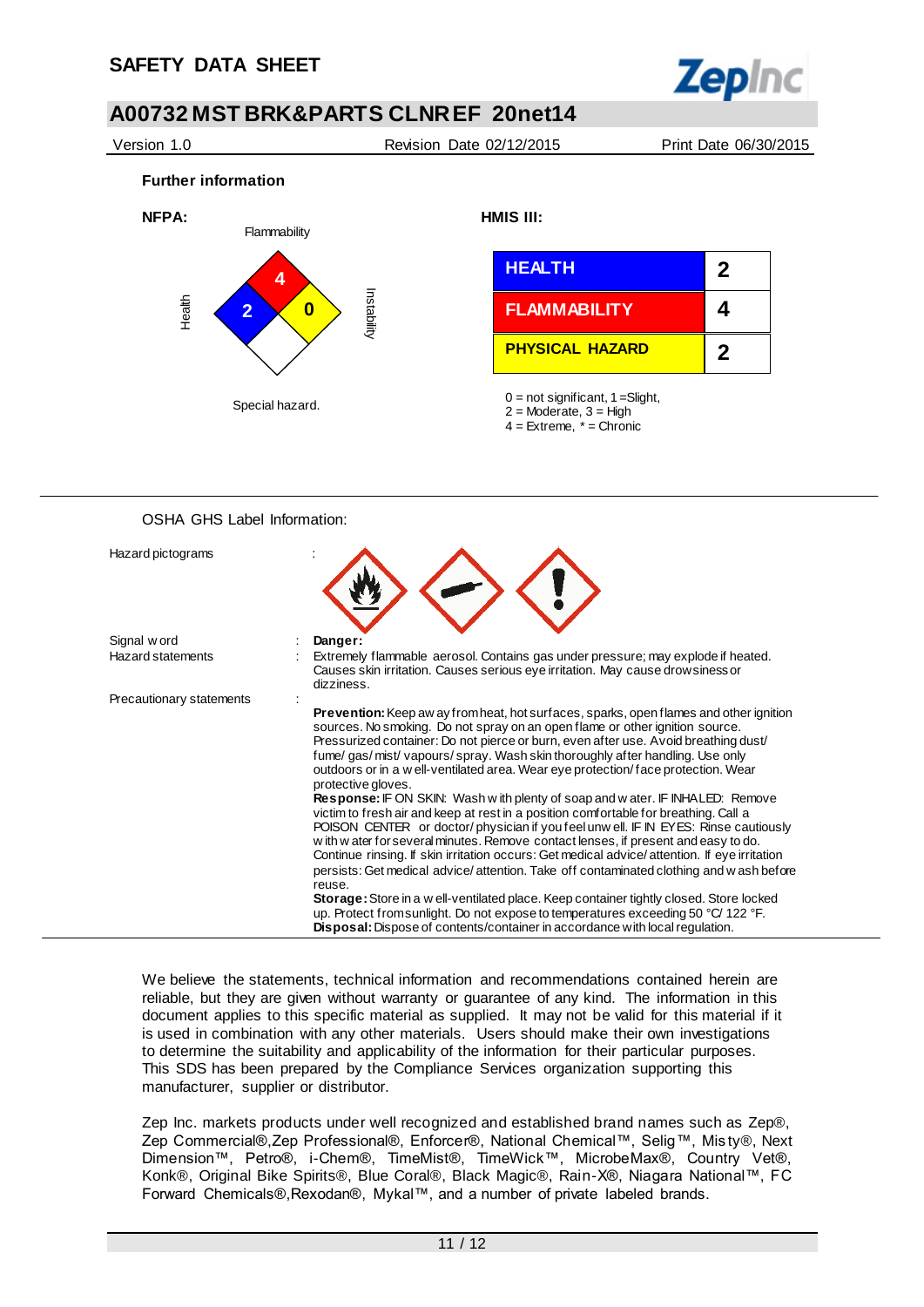## Further information

**NFPA:**

| Health | Flammability | Instability | Special hazard. |
|---|---|---|---|
| 2 | 4 | 0 | |

**HMIS III:**

| | |
|---|---|
| HEALTH | 2 |
| FLAMMABILITY | 4 |
| PHYSICAL HAZARD | 2 |

0 = not significant, 1 =Slight,
2 = Moderate, 3 = High
4 = Extreme, * = Chronic

OSHA GHS Label Information:

| | | |
|---|---|---|
| Hazard pictograms | : | |
| Signal word | : | **Danger:** |
| Hazard statements | : | Extremely flammable aerosol. Contains gas under pressure; may explode if heated. Causes skin irritation. Causes serious eye irritation. May cause drowsiness or dizziness. |
| Precautionary statements | : | **Prevention:** Keep away from heat, hot surfaces, sparks, open flames and other ignition sources. No smoking. Do not spray on an open flame or other ignition source. Pressurized container: Do not pierce or burn, even after use. Avoid breathing dust/ fume/ gas/ mist/ vapours/ spray. Wash skin thoroughly after handling. Use only outdoors or in a well-ventilated area. Wear eye protection/ face protection. Wear protective gloves.<br>**Response:** IF ON SKIN: Wash with plenty of soap and water. IF INHALED: Remove victim to fresh air and keep at rest in a position comfortable for breathing. Call a POISON CENTER or doctor/ physician if you feel unwell. IF IN EYES: Rinse cautiously with water for several minutes. Remove contact lenses, if present and easy to do. Continue rinsing. If skin irritation occurs: Get medical advice/ attention. If eye irritation persists: Get medical advice/ attention. Take off contaminated clothing and wash before reuse.<br>**Storage:** Store in a well-ventilated place. Keep container tightly closed. Store locked up. Protect from sunlight. Do not expose to temperatures exceeding 50 °C/ 122 °F.<br>**Disposal:** Dispose of contents/container in accordance with local regulation. |

We believe the statements, technical information and recommendations contained herein are reliable, but they are given without warranty or guarantee of any kind. The information in this document applies to this specific material as supplied. It may not be valid for this material if it is used in combination with any other materials. Users should make their own investigations to determine the suitability and applicability of the information for their particular purposes. This SDS has been prepared by the Compliance Services organization supporting this manufacturer, supplier or distributor.

Zep Inc. markets products under well recognized and established brand names such as Zep®, Zep Commercial®,Zep Professional®, Enforcer®, National Chemical™, Selig™, Misty®, Next Dimension™, Petro®, i-Chem®, TimeMist®, TimeWick™, MicrobeMax®, Country Vet®, Konk®, Original Bike Spirits®, Blue Coral®, Black Magic®, Rain-X®, Niagara National™, FC Forward Chemicals®,Rexodan®, Mykal™, and a number of private labeled brands.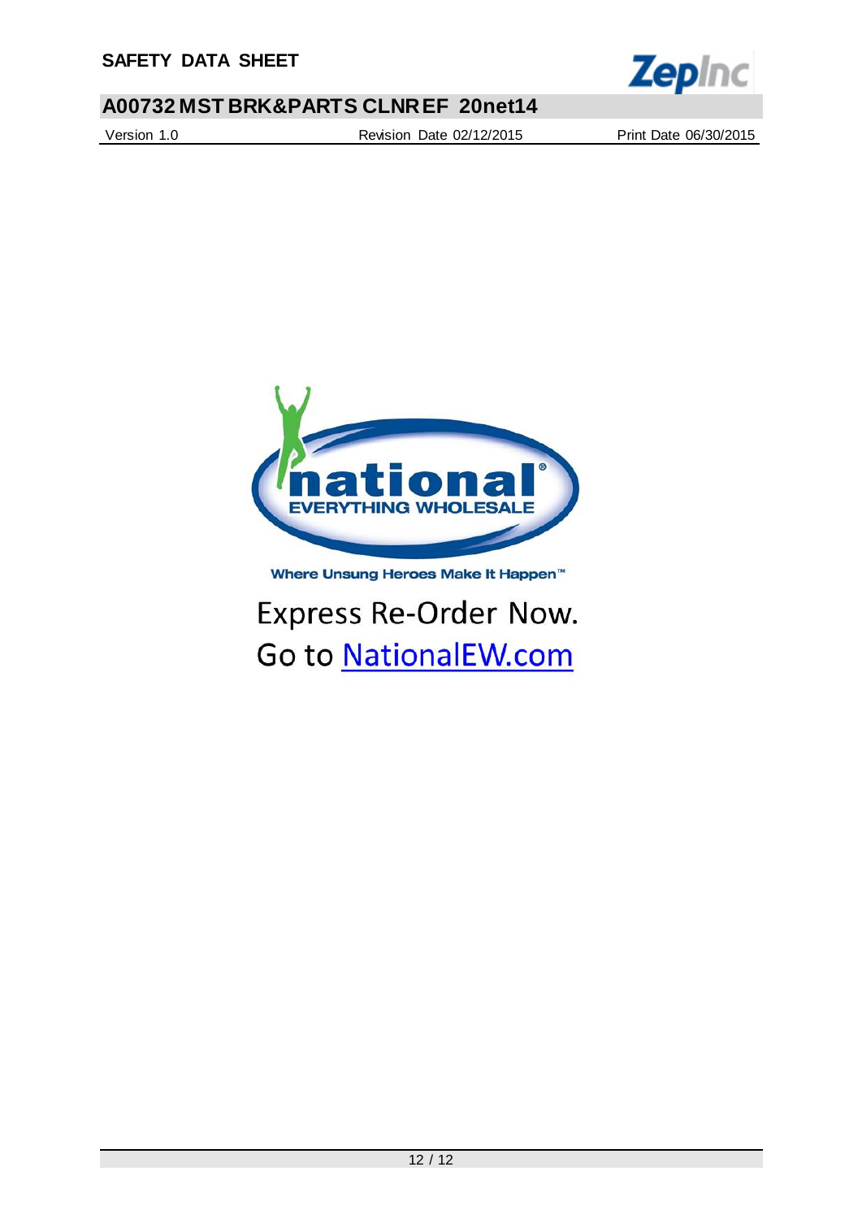national®
EVERYTHING WHOLESALE

Where Unsung Heroes Make It Happen™

Express Re-Order Now.
Go to NationalEW.com